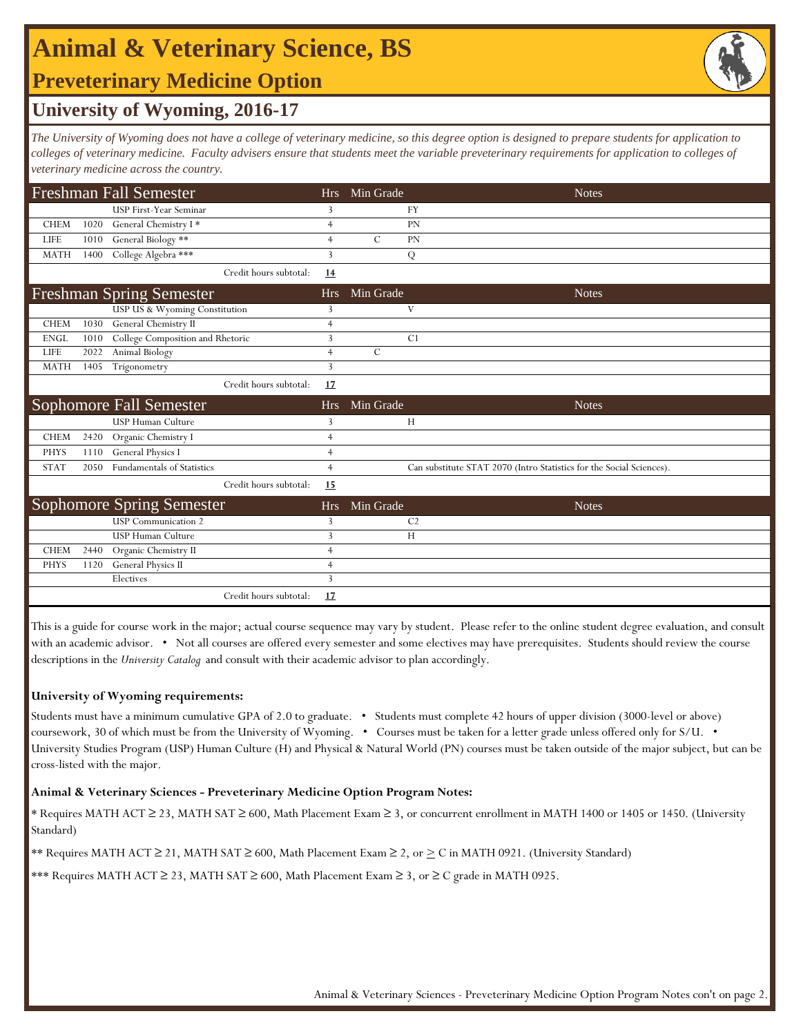# Animal & Veterinary Science, BS

## Preveterinary Medicine Option

### University of Wyoming, 2016-17

*The University of Wyoming does not have a college of veterinary medicine, so this degree option is designed to prepare students for application to colleges of veterinary medicine. Faculty advisers ensure that students meet the variable preveterinary requirements for application to colleges of veterinary medicine across the country.*

| Freshman Fall Semester | | | Hrs | Min Grade | Notes |
|---|---|---|---|---|---|
| | | USP First-Year Seminar | 3 | | FY |
| CHEM | 1020 | General Chemistry I * | 4 | | PN |
| LIFE | 1010 | General Biology ** | 4 | C | PN |
| MATH | 1400 | College Algebra *** | 3 | | Q |
| | | Credit hours subtotal: | **14** | | |

| Freshman Spring Semester | | | Hrs | Min Grade | Notes |
|---|---|---|---|---|---|
| | | USP US & Wyoming Constitution | 3 | | V |
| CHEM | 1030 | General Chemistry II | 4 | | |
| ENGL | 1010 | College Composition and Rhetoric | 3 | | C1 |
| LIFE | 2022 | Animal Biology | 4 | C | |
| MATH | 1405 | Trigonometry | 3 | | |
| | | Credit hours subtotal: | **17** | | |

| Sophomore Fall Semester | | | Hrs | Min Grade | Notes |
|---|---|---|---|---|---|
| | | USP Human Culture | 3 | | H |
| CHEM | 2420 | Organic Chemistry I | 4 | | |
| PHYS | 1110 | General Physics I | 4 | | |
| STAT | 2050 | Fundamentals of Statistics | 4 | | Can substitute STAT 2070 (Intro Statistics for the Social Sciences). |
| | | Credit hours subtotal: | **15** | | |

| Sophomore Spring Semester | | | Hrs | Min Grade | Notes |
|---|---|---|---|---|---|
| | | USP Communication 2 | 3 | | C2 |
| | | USP Human Culture | 3 | | H |
| CHEM | 2440 | Organic Chemistry II | 4 | | |
| PHYS | 1120 | General Physics II | 4 | | |
| | | Electives | 3 | | |
| | | Credit hours subtotal: | **17** | | |

This is a guide for course work in the major; actual course sequence may vary by student. Please refer to the online student degree evaluation, and consult with an academic advisor. • Not all courses are offered every semester and some electives may have prerequisites. Students should review the course descriptions in the *University Catalog* and consult with their academic advisor to plan accordingly.

**University of Wyoming requirements:**

Students must have a minimum cumulative GPA of 2.0 to graduate. • Students must complete 42 hours of upper division (3000-level or above) coursework, 30 of which must be from the University of Wyoming. • Courses must be taken for a letter grade unless offered only for S/U. • University Studies Program (USP) Human Culture (H) and Physical & Natural World (PN) courses must be taken outside of the major subject, but can be cross-listed with the major.

**Animal & Veterinary Sciences - Preveterinary Medicine Option Program Notes:**

* Requires MATH ACT ≥ 23, MATH SAT ≥ 600, Math Placement Exam ≥ 3, or concurrent enrollment in MATH 1400 or 1405 or 1450. (University Standard)

** Requires MATH ACT ≥ 21, MATH SAT ≥ 600, Math Placement Exam ≥ 2, or ≥ C in MATH 0921. (University Standard)

*** Requires MATH ACT ≥ 23, MATH SAT ≥ 600, Math Placement Exam ≥ 3, or ≥ C grade in MATH 0925.

Animal & Veterinary Sciences - Preveterinary Medicine Option Program Notes con't on page 2.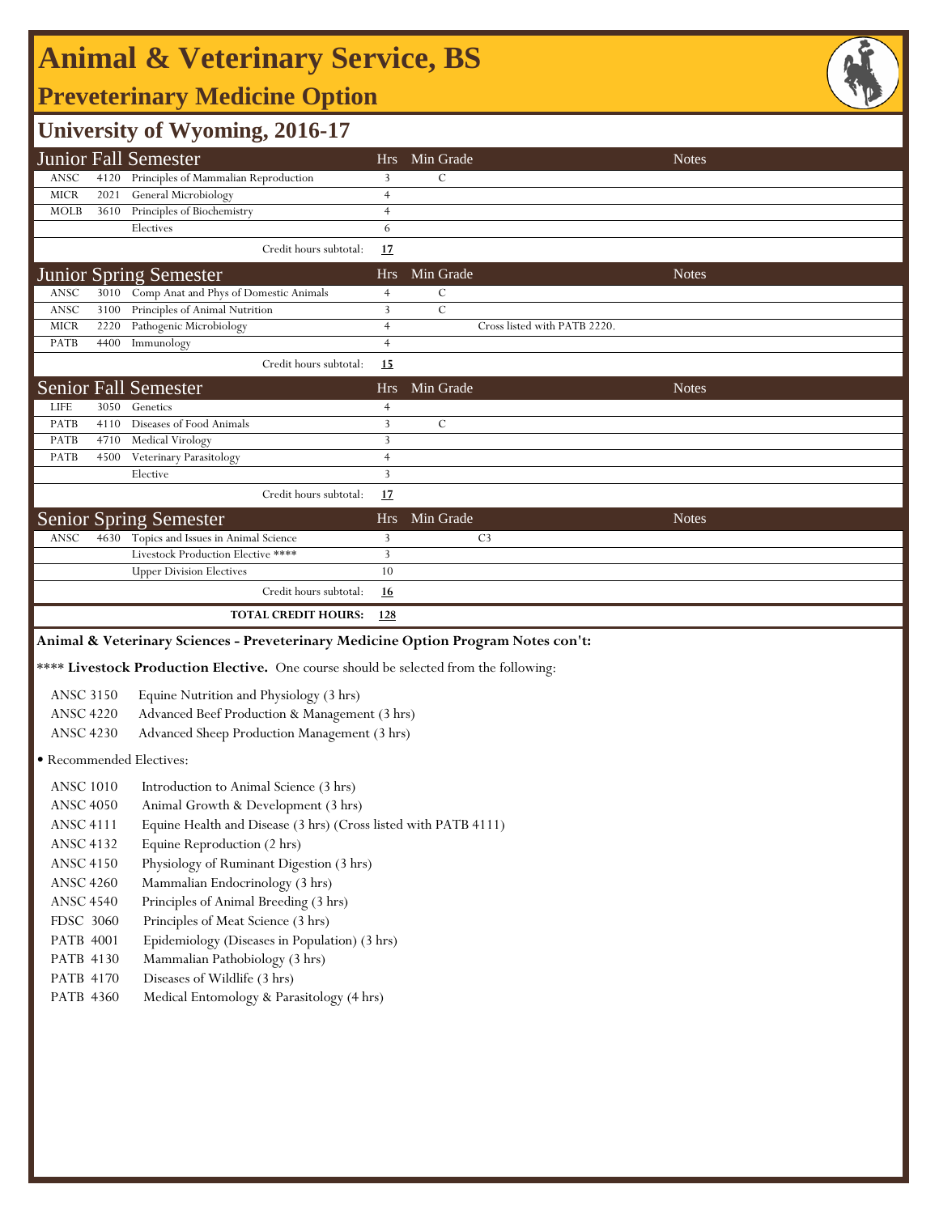# Animal & Veterinary Service, BS

## Preveterinary Medicine Option

## University of Wyoming, 2016-17

| Junior Fall Semester | | | Hrs | Min Grade | Notes |
|---|---|---|---|---|---|
| ANSC | 4120 | Principles of Mammalian Reproduction | 3 | C | |
| MICR | 2021 | General Microbiology | 4 | | |
| MOLB | 3610 | Principles of Biochemistry | 4 | | |
| | | Electives | 6 | | |
| | | Credit hours subtotal: | **17** | | |

| Junior Spring Semester | | | Hrs | Min Grade | Notes |
|---|---|---|---|---|---|
| ANSC | 3010 | Comp Anat and Phys of Domestic Animals | 4 | C | |
| ANSC | 3100 | Principles of Animal Nutrition | 3 | C | |
| MICR | 2220 | Pathogenic Microbiology | 4 | | Cross listed with PATB 2220. |
| PATB | 4400 | Immunology | 4 | | |
| | | Credit hours subtotal: | **15** | | |

| Senior Fall Semester | | | Hrs | Min Grade | Notes |
|---|---|---|---|---|---|
| LIFE | 3050 | Genetics | 4 | | |
| PATB | 4110 | Diseases of Food Animals | 3 | C | |
| PATB | 4710 | Medical Virology | 3 | | |
| PATB | 4500 | Veterinary Parasitology | 4 | | |
| | | Elective | 3 | | |
| | | Credit hours subtotal: | **17** | | |

| Senior Spring Semester | | | Hrs | Min Grade | Notes |
|---|---|---|---|---|---|
| ANSC | 4630 | Topics and Issues in Animal Science | 3 | | C3 |
| | | Livestock Production Elective **** | 3 | | |
| | | Upper Division Electives | 10 | | |
| | | Credit hours subtotal: | **16** | | |
| | | **TOTAL CREDIT HOURS:** | **128** | | |

**Animal & Veterinary Sciences - Preveterinary Medicine Option Program Notes con't:**

**** **Livestock Production Elective.** One course should be selected from the following:

- ANSC 3150 Equine Nutrition and Physiology (3 hrs)
- ANSC 4220 Advanced Beef Production & Management (3 hrs)
- ANSC 4230 Advanced Sheep Production Management (3 hrs)

• Recommended Electives:

- ANSC 1010 Introduction to Animal Science (3 hrs)
- ANSC 4050 Animal Growth & Development (3 hrs)
- ANSC 4111 Equine Health and Disease (3 hrs) (Cross listed with PATB 4111)
- ANSC 4132 Equine Reproduction (2 hrs)
- ANSC 4150 Physiology of Ruminant Digestion (3 hrs)
- ANSC 4260 Mammalian Endocrinology (3 hrs)
- ANSC 4540 Principles of Animal Breeding (3 hrs)
- FDSC 3060 Principles of Meat Science (3 hrs)
- PATB 4001 Epidemiology (Diseases in Population) (3 hrs)
- PATB 4130 Mammalian Pathobiology (3 hrs)
- PATB 4170 Diseases of Wildlife (3 hrs)
- PATB 4360 Medical Entomology & Parasitology (4 hrs)